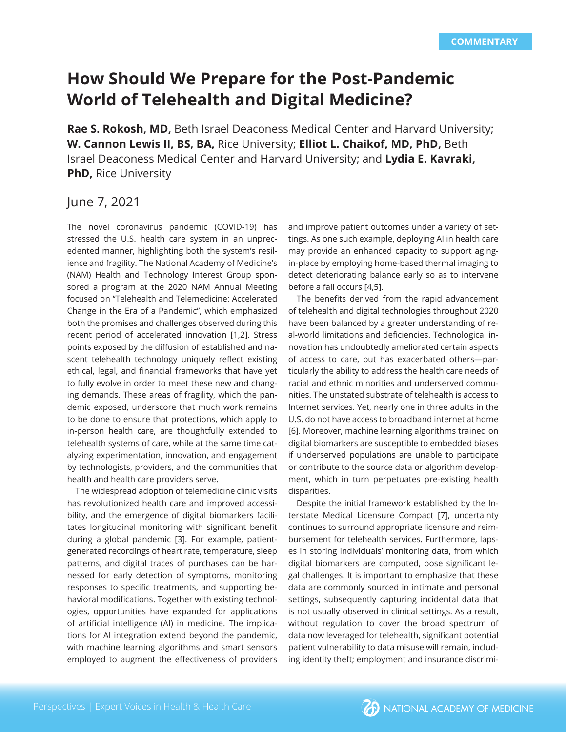COMMENTARY

# How Should We Prepare for the Post-Pandemic World of Telehealth and Digital Medicine?

**Rae S. Rokosh, MD,** Beth Israel Deaconess Medical Center and Harvard University; **W. Cannon Lewis II, BS, BA,** Rice University; **Elliot L. Chaikof, MD, PhD,** Beth Israel Deaconess Medical Center and Harvard University; and **Lydia E. Kavraki, PhD,** Rice University

June 7, 2021

The novel coronavirus pandemic (COVID-19) has stressed the U.S. health care system in an unprecedented manner, highlighting both the system's resilience and fragility. The National Academy of Medicine's (NAM) Health and Technology Interest Group sponsored a program at the 2020 NAM Annual Meeting focused on "Telehealth and Telemedicine: Accelerated Change in the Era of a Pandemic", which emphasized both the promises and challenges observed during this recent period of accelerated innovation [1,2]. Stress points exposed by the diffusion of established and nascent telehealth technology uniquely reflect existing ethical, legal, and financial frameworks that have yet to fully evolve in order to meet these new and changing demands. These areas of fragility, which the pandemic exposed, underscore that much work remains to be done to ensure that protections, which apply to in-person health care, are thoughtfully extended to telehealth systems of care, while at the same time catalyzing experimentation, innovation, and engagement by technologists, providers, and the communities that health and health care providers serve.

The widespread adoption of telemedicine clinic visits has revolutionized health care and improved accessibility, and the emergence of digital biomarkers facilitates longitudinal monitoring with significant benefit during a global pandemic [3]. For example, patient-generated recordings of heart rate, temperature, sleep patterns, and digital traces of purchases can be harnessed for early detection of symptoms, monitoring responses to specific treatments, and supporting behavioral modifications. Together with existing technologies, opportunities have expanded for applications of artificial intelligence (AI) in medicine. The implications for AI integration extend beyond the pandemic, with machine learning algorithms and smart sensors employed to augment the effectiveness of providers and improve patient outcomes under a variety of settings. As one such example, deploying AI in health care may provide an enhanced capacity to support aging-in-place by employing home-based thermal imaging to detect deteriorating balance early so as to intervene before a fall occurs [4,5].

The benefits derived from the rapid advancement of telehealth and digital technologies throughout 2020 have been balanced by a greater understanding of real-world limitations and deficiencies. Technological innovation has undoubtedly ameliorated certain aspects of access to care, but has exacerbated others—particularly the ability to address the health care needs of racial and ethnic minorities and underserved communities. The unstated substrate of telehealth is access to Internet services. Yet, nearly one in three adults in the U.S. do not have access to broadband internet at home [6]. Moreover, machine learning algorithms trained on digital biomarkers are susceptible to embedded biases if underserved populations are unable to participate or contribute to the source data or algorithm development, which in turn perpetuates pre-existing health disparities.

Despite the initial framework established by the Interstate Medical Licensure Compact [7], uncertainty continues to surround appropriate licensure and reimbursement for telehealth services. Furthermore, lapses in storing individuals' monitoring data, from which digital biomarkers are computed, pose significant legal challenges. It is important to emphasize that these data are commonly sourced in intimate and personal settings, subsequently capturing incidental data that is not usually observed in clinical settings. As a result, without regulation to cover the broad spectrum of data now leveraged for telehealth, significant potential patient vulnerability to data misuse will remain, including identity theft; employment and insurance discrimi-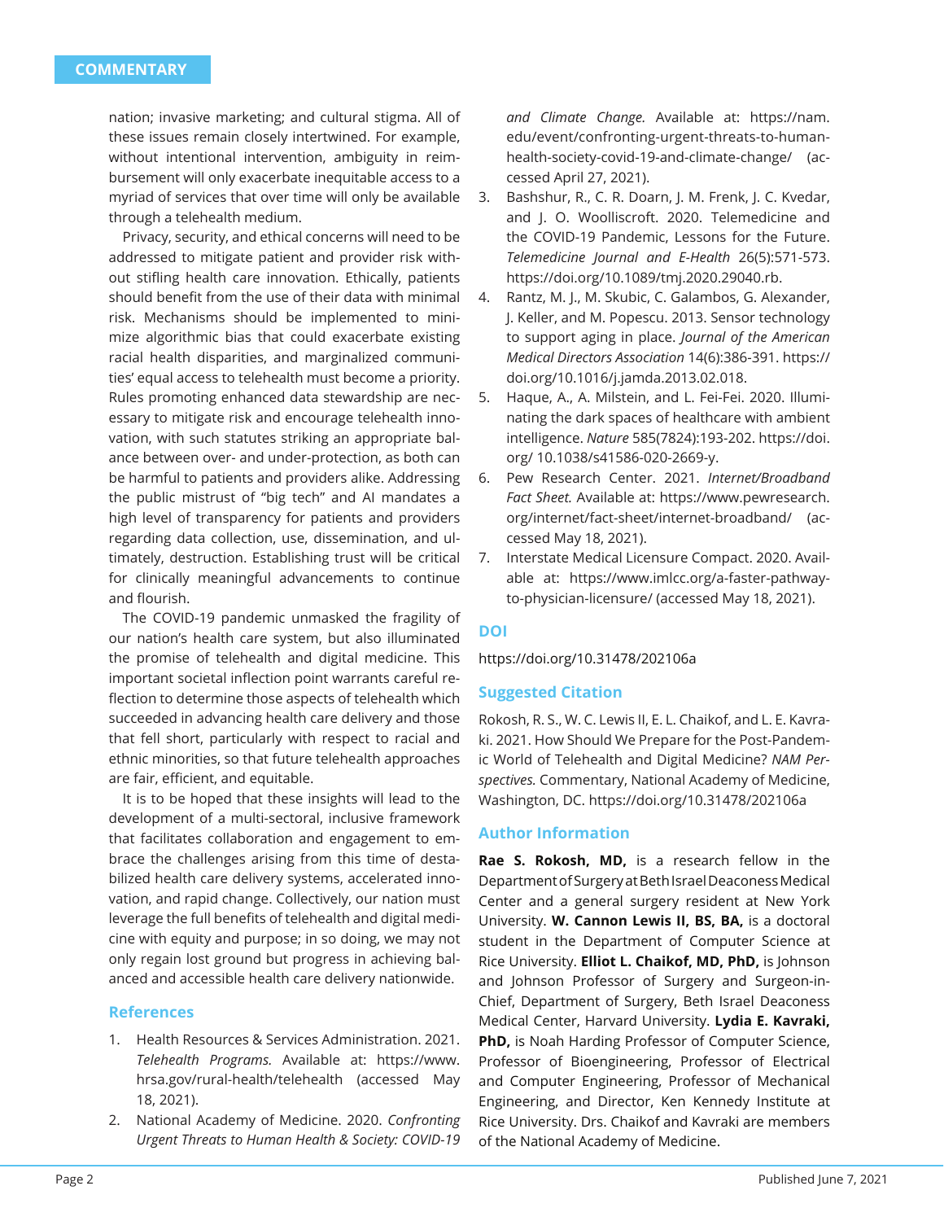nation; invasive marketing; and cultural stigma. All of these issues remain closely intertwined. For example, without intentional intervention, ambiguity in reimbursement will only exacerbate inequitable access to a myriad of services that over time will only be available through a telehealth medium.

Privacy, security, and ethical concerns will need to be addressed to mitigate patient and provider risk without stifling health care innovation. Ethically, patients should benefit from the use of their data with minimal risk. Mechanisms should be implemented to minimize algorithmic bias that could exacerbate existing racial health disparities, and marginalized communities' equal access to telehealth must become a priority. Rules promoting enhanced data stewardship are necessary to mitigate risk and encourage telehealth innovation, with such statutes striking an appropriate balance between over- and under-protection, as both can be harmful to patients and providers alike. Addressing the public mistrust of "big tech" and AI mandates a high level of transparency for patients and providers regarding data collection, use, dissemination, and ultimately, destruction. Establishing trust will be critical for clinically meaningful advancements to continue and flourish.

The COVID-19 pandemic unmasked the fragility of our nation's health care system, but also illuminated the promise of telehealth and digital medicine. This important societal inflection point warrants careful reflection to determine those aspects of telehealth which succeeded in advancing health care delivery and those that fell short, particularly with respect to racial and ethnic minorities, so that future telehealth approaches are fair, efficient, and equitable.

It is to be hoped that these insights will lead to the development of a multi-sectoral, inclusive framework that facilitates collaboration and engagement to embrace the challenges arising from this time of destabilized health care delivery systems, accelerated innovation, and rapid change. Collectively, our nation must leverage the full benefits of telehealth and digital medicine with equity and purpose; in so doing, we may not only regain lost ground but progress in achieving balanced and accessible health care delivery nationwide.

## References

1. Health Resources & Services Administration. 2021. *Telehealth Programs.* Available at: https://www.hrsa.gov/rural-health/telehealth (accessed May 18, 2021).
2. National Academy of Medicine. 2020. *Confronting Urgent Threats to Human Health & Society: COVID-19 and Climate Change.* Available at: https://nam.edu/event/confronting-urgent-threats-to-human-health-society-covid-19-and-climate-change/ (accessed April 27, 2021).
3. Bashshur, R., C. R. Doarn, J. M. Frenk, J. C. Kvedar, and J. O. Woolliscroft. 2020. Telemedicine and the COVID-19 Pandemic, Lessons for the Future. *Telemedicine Journal and E-Health* 26(5):571-573. https://doi.org/10.1089/tmj.2020.29040.rb.
4. Rantz, M. J., M. Skubic, C. Galambos, G. Alexander, J. Keller, and M. Popescu. 2013. Sensor technology to support aging in place. *Journal of the American Medical Directors Association* 14(6):386-391. https://doi.org/10.1016/j.jamda.2013.02.018.
5. Haque, A., A. Milstein, and L. Fei-Fei. 2020. Illuminating the dark spaces of healthcare with ambient intelligence. *Nature* 585(7824):193-202. https://doi.org/ 10.1038/s41586-020-2669-y.
6. Pew Research Center. 2021. *Internet/Broadband Fact Sheet.* Available at: https://www.pewresearch.org/internet/fact-sheet/internet-broadband/ (accessed May 18, 2021).
7. Interstate Medical Licensure Compact. 2020. Available at: https://www.imlcc.org/a-faster-pathway-to-physician-licensure/ (accessed May 18, 2021).

## DOI

https://doi.org/10.31478/202106a

## Suggested Citation

Rokosh, R. S., W. C. Lewis II, E. L. Chaikof, and L. E. Kavraki. 2021. How Should We Prepare for the Post-Pandemic World of Telehealth and Digital Medicine? *NAM Perspectives.* Commentary, National Academy of Medicine, Washington, DC. https://doi.org/10.31478/202106a

## Author Information

**Rae S. Rokosh, MD,** is a research fellow in the Department of Surgery at Beth Israel Deaconess Medical Center and a general surgery resident at New York University. **W. Cannon Lewis II, BS, BA,** is a doctoral student in the Department of Computer Science at Rice University. **Elliot L. Chaikof, MD, PhD,** is Johnson and Johnson Professor of Surgery and Surgeon-in-Chief, Department of Surgery, Beth Israel Deaconess Medical Center, Harvard University. **Lydia E. Kavraki, PhD,** is Noah Harding Professor of Computer Science, Professor of Bioengineering, Professor of Electrical and Computer Engineering, Professor of Mechanical Engineering, and Director, Ken Kennedy Institute at Rice University. Drs. Chaikof and Kavraki are members of the National Academy of Medicine.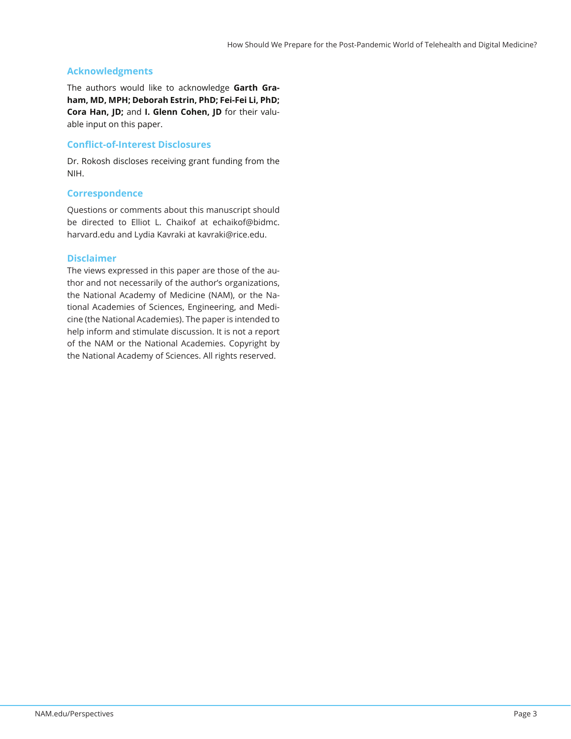## Acknowledgments

The authors would like to acknowledge **Garth Graham, MD, MPH; Deborah Estrin, PhD; Fei-Fei Li, PhD; Cora Han, JD;** and **I. Glenn Cohen, JD** for their valuable input on this paper.

## Conflict-of-Interest Disclosures

Dr. Rokosh discloses receiving grant funding from the NIH.

## Correspondence

Questions or comments about this manuscript should be directed to Elliot L. Chaikof at echaikof@bidmc.harvard.edu and Lydia Kavraki at kavraki@rice.edu.

## Disclaimer

The views expressed in this paper are those of the author and not necessarily of the author's organizations, the National Academy of Medicine (NAM), or the National Academies of Sciences, Engineering, and Medicine (the National Academies). The paper is intended to help inform and stimulate discussion. It is not a report of the NAM or the National Academies. Copyright by the National Academy of Sciences. All rights reserved.